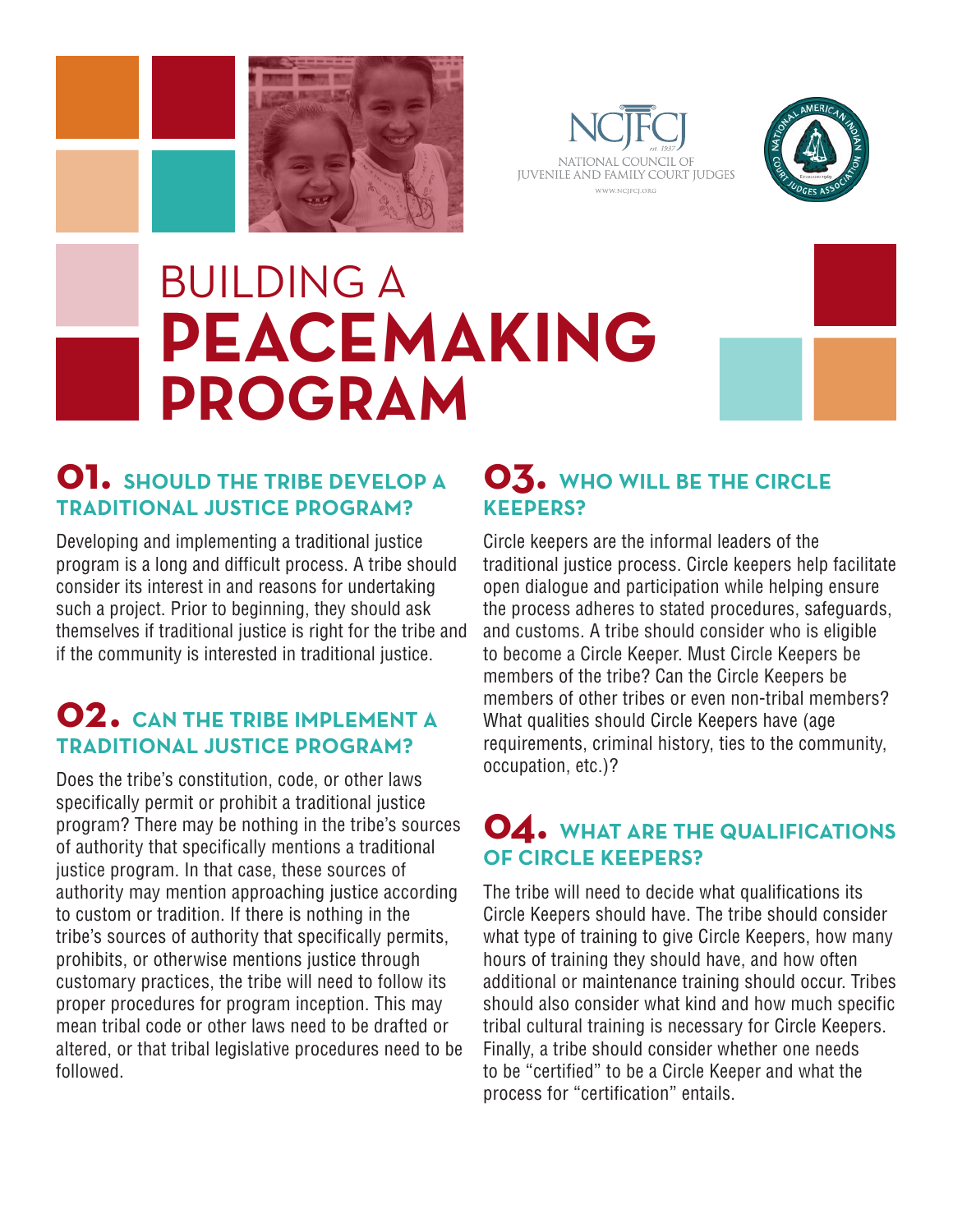NCJFCJ

NATIONAL COUNCIL OF JUVENILE AND FAMILY COURT JUDGES

WWW.NCJFCJ.ORG

# BUILDING A PEACEMAKING PROGRAM

## 01. SHOULD THE TRIBE DEVELOP A TRADITIONAL JUSTICE PROGRAM?

Developing and implementing a traditional justice program is a long and difficult process. A tribe should consider its interest in and reasons for undertaking such a project. Prior to beginning, they should ask themselves if traditional justice is right for the tribe and if the community is interested in traditional justice.

## 02. CAN THE TRIBE IMPLEMENT A TRADITIONAL JUSTICE PROGRAM?

Does the tribe's constitution, code, or other laws specifically permit or prohibit a traditional justice program? There may be nothing in the tribe's sources of authority that specifically mentions a traditional justice program. In that case, these sources of authority may mention approaching justice according to custom or tradition. If there is nothing in the tribe's sources of authority that specifically permits, prohibits, or otherwise mentions justice through customary practices, the tribe will need to follow its proper procedures for program inception. This may mean tribal code or other laws need to be drafted or altered, or that tribal legislative procedures need to be followed.

## 03. WHO WILL BE THE CIRCLE KEEPERS?

Circle keepers are the informal leaders of the traditional justice process. Circle keepers help facilitate open dialogue and participation while helping ensure the process adheres to stated procedures, safeguards, and customs. A tribe should consider who is eligible to become a Circle Keeper. Must Circle Keepers be members of the tribe? Can the Circle Keepers be members of other tribes or even non-tribal members? What qualities should Circle Keepers have (age requirements, criminal history, ties to the community, occupation, etc.)?

## 04. WHAT ARE THE QUALIFICATIONS OF CIRCLE KEEPERS?

The tribe will need to decide what qualifications its Circle Keepers should have. The tribe should consider what type of training to give Circle Keepers, how many hours of training they should have, and how often additional or maintenance training should occur. Tribes should also consider what kind and how much specific tribal cultural training is necessary for Circle Keepers. Finally, a tribe should consider whether one needs to be "certified" to be a Circle Keeper and what the process for "certification" entails.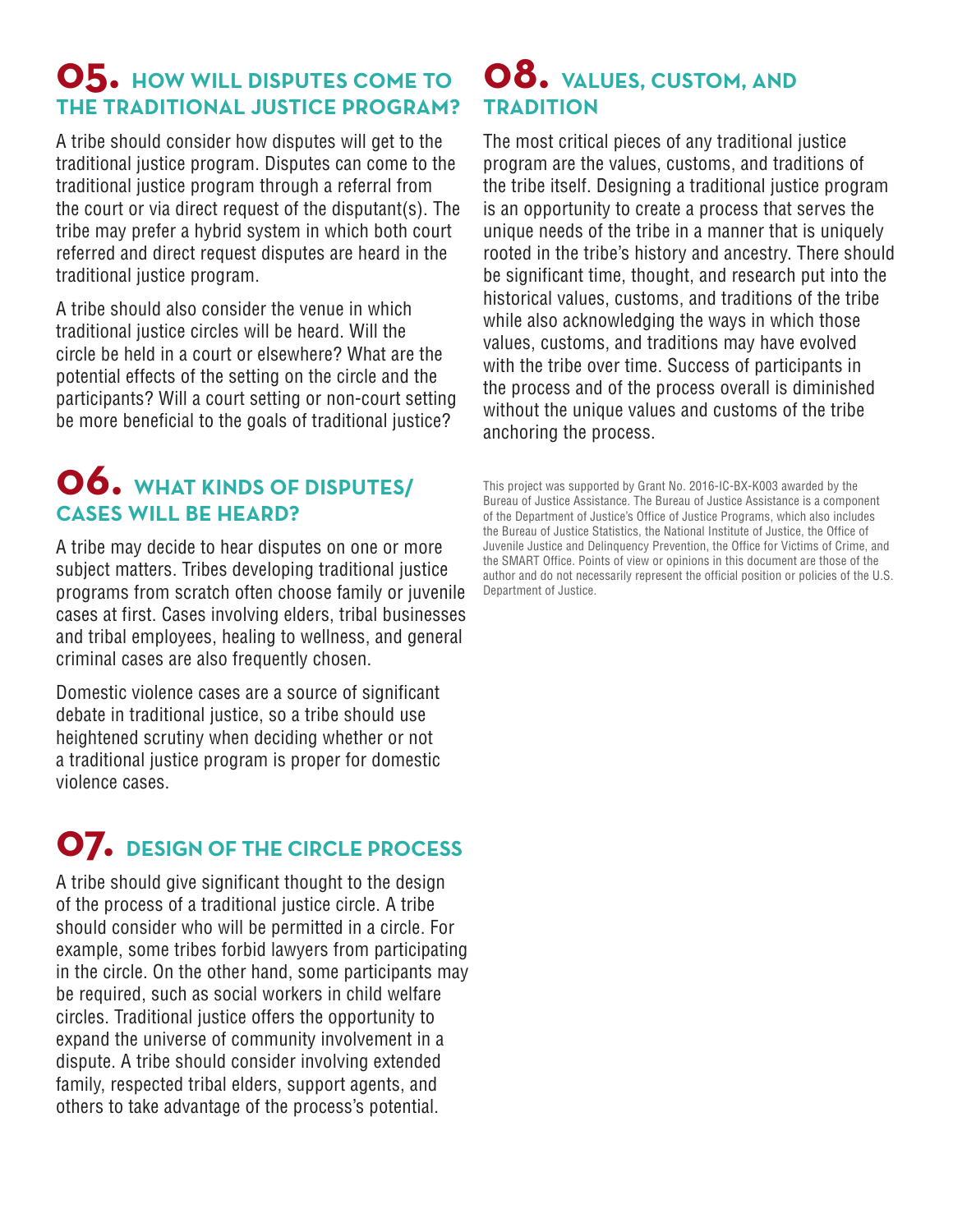## 05. HOW WILL DISPUTES COME TO THE TRADITIONAL JUSTICE PROGRAM?

A tribe should consider how disputes will get to the traditional justice program. Disputes can come to the traditional justice program through a referral from the court or via direct request of the disputant(s). The tribe may prefer a hybrid system in which both court referred and direct request disputes are heard in the traditional justice program.

A tribe should also consider the venue in which traditional justice circles will be heard. Will the circle be held in a court or elsewhere? What are the potential effects of the setting on the circle and the participants? Will a court setting or non-court setting be more beneficial to the goals of traditional justice?

## 06. WHAT KINDS OF DISPUTES/ CASES WILL BE HEARD?

A tribe may decide to hear disputes on one or more subject matters. Tribes developing traditional justice programs from scratch often choose family or juvenile cases at first. Cases involving elders, tribal businesses and tribal employees, healing to wellness, and general criminal cases are also frequently chosen.

Domestic violence cases are a source of significant debate in traditional justice, so a tribe should use heightened scrutiny when deciding whether or not a traditional justice program is proper for domestic violence cases.

## 07. DESIGN OF THE CIRCLE PROCESS

A tribe should give significant thought to the design of the process of a traditional justice circle. A tribe should consider who will be permitted in a circle. For example, some tribes forbid lawyers from participating in the circle. On the other hand, some participants may be required, such as social workers in child welfare circles. Traditional justice offers the opportunity to expand the universe of community involvement in a dispute. A tribe should consider involving extended family, respected tribal elders, support agents, and others to take advantage of the process's potential.

## 08. VALUES, CUSTOM, AND TRADITION

The most critical pieces of any traditional justice program are the values, customs, and traditions of the tribe itself. Designing a traditional justice program is an opportunity to create a process that serves the unique needs of the tribe in a manner that is uniquely rooted in the tribe's history and ancestry. There should be significant time, thought, and research put into the historical values, customs, and traditions of the tribe while also acknowledging the ways in which those values, customs, and traditions may have evolved with the tribe over time. Success of participants in the process and of the process overall is diminished without the unique values and customs of the tribe anchoring the process.

This project was supported by Grant No. 2016-IC-BX-K003 awarded by the Bureau of Justice Assistance. The Bureau of Justice Assistance is a component of the Department of Justice's Office of Justice Programs, which also includes the Bureau of Justice Statistics, the National Institute of Justice, the Office of Juvenile Justice and Delinquency Prevention, the Office for Victims of Crime, and the SMART Office. Points of view or opinions in this document are those of the author and do not necessarily represent the official position or policies of the U.S. Department of Justice.